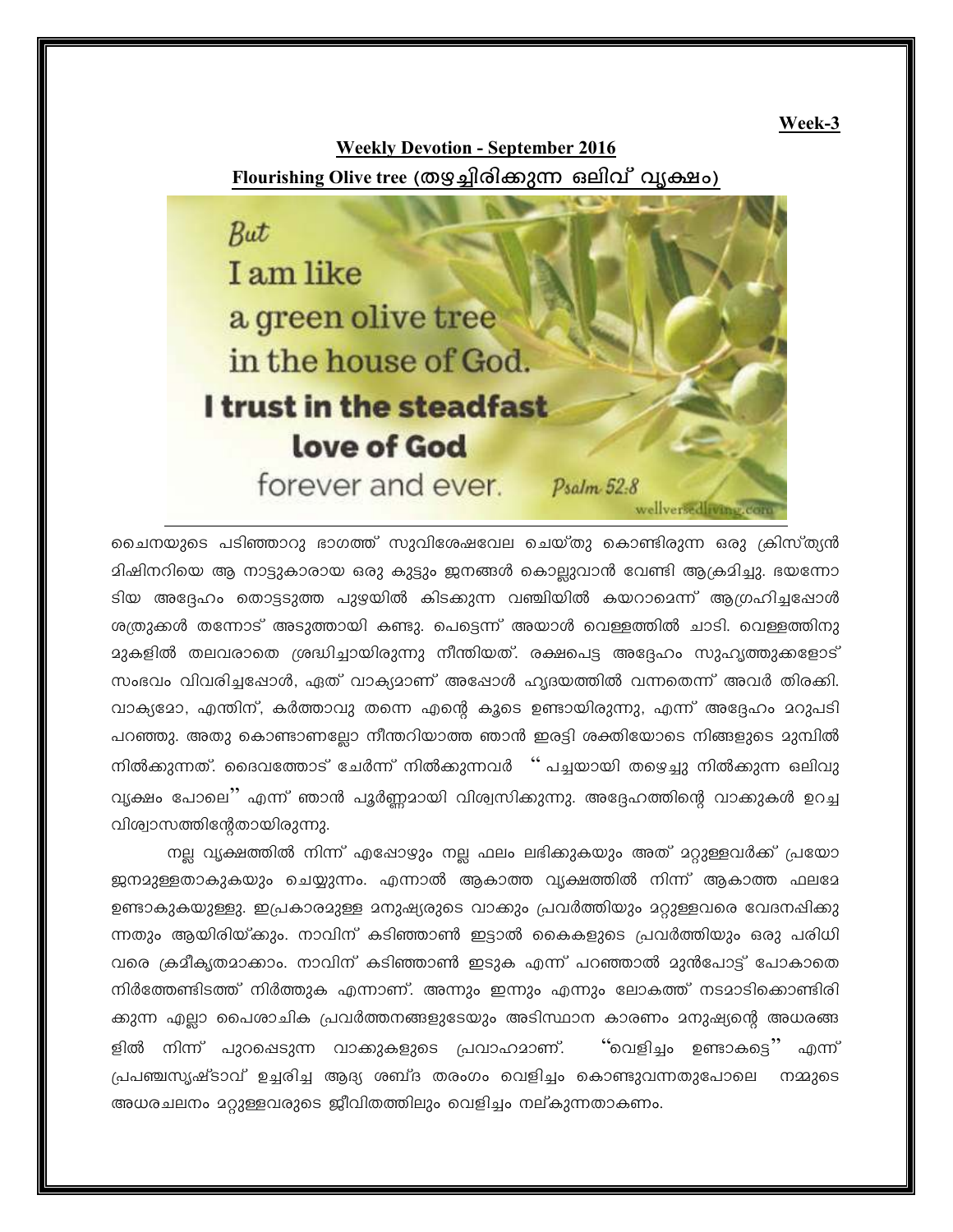Week-3

## Weekly Devotion - September 2016

## Flourishing Olive tree (തഴച്ചിരിക്കുന്ന ഒലിവ് വൃക്ഷം)

But
I am like
a green olive tree
in the house of God.
**I trust in the steadfast love of God**
forever and ever. *Psalm 52:8*

wellversedliving.com

ചൈനയുടെ പടിഞ്ഞാറു ഭാഗത്ത് സുവിശേഷവേല ചെയ്തു കൊണ്ടിരുന്ന ഒരു ക്രിസ്ത്യൻ മിഷിനറിയെ ആ നാട്ടുകാരായ ഒരു കൂട്ടം ജനങ്ങൾ കൊല്ലുവാൻ വേണ്ടി ആക്രമിച്ചു. ഭയന്നോടിയ അദ്ദേഹം തൊട്ടടുത്ത പുഴയിൽ കിടക്കുന്ന വഞ്ചിയിൽ കയറാമെന്ന് ആഗ്രഹിച്ചപ്പോൾ ശത്രുക്കൾ തന്നോട് അടുത്തായി കണ്ടു. പെട്ടെന്ന് അയാൾ വെള്ളത്തിൽ ചാടി. വെള്ളത്തിനു മുകളിൽ തലവരാതെ ശ്രദ്ധിച്ചായിരുന്നു നീന്തിയത്. രക്ഷപെട്ട അദ്ദേഹം സുഹൃത്തുക്കളോട് സംഭവം വിവരിച്ചപ്പോൾ, ഏത് വാക്യമാണ് അപ്പോൾ ഹൃദയത്തിൽ വന്നതെന്ന് അവർ തിരക്കി. വാക്യമോ, എന്തിന്, കർത്താവു തന്നെ എന്റെ കൂടെ ഉണ്ടായിരുന്നു, എന്ന് അദ്ദേഹം മറുപടി പറഞ്ഞു. അതു കൊണ്ടാണല്ലോ നീന്തറിയാത്ത ഞാൻ ഇരട്ടി ശക്തിയോടെ നിങ്ങളുടെ മുമ്പിൽ നിൽക്കുന്നത്. ദൈവത്തോട് ചേർന്ന് നിൽക്കുന്നവർ " പച്ചയായി തഴെച്ചു നിൽക്കുന്ന ഒലിവു വൃക്ഷം പോലെ" എന്ന് ഞാൻ പൂർണ്ണമായി വിശ്വസിക്കുന്നു. അദ്ദേഹത്തിന്റെ വാക്കുകൾ ഉറച്ച വിശ്വാസത്തിന്റേതായിരുന്നു.

നല്ല വൃക്ഷത്തിൽ നിന്ന് എപ്പോഴും നല്ല ഫലം ലഭിക്കുകയും അത് മറ്റുള്ളവർക്ക് പ്രയോജനമുള്ളതാകുകയും ചെയ്യുന്നു. എന്നാൽ ആകാത്ത വൃക്ഷത്തിൽ നിന്ന് ആകാത്ത ഫലമേ ഉണ്ടാകുകയുള്ളു. ഇപ്രകാരമുള്ള മനുഷ്യരുടെ വാക്കും പ്രവർത്തിയും മറ്റുള്ളവരെ വേദനപ്പിക്കുന്നതും ആയിരിയ്ക്കും. നാവിന് കടിഞ്ഞാൺ ഇട്ടാൽ കൈകളുടെ പ്രവർത്തിയും ഒരു പരിധി വരെ ക്രമീകൃതമാക്കാം. നാവിന് കടിഞ്ഞാൺ ഇടുക എന്ന് പറഞ്ഞാൽ മുൻപോട്ട് പോകാതെ നിർത്തേണ്ടിടത്ത് നിർത്തുക എന്നാണ്. അന്നും ഇന്നും എന്നും ലോകത്ത് നടമാടിക്കൊണ്ടിരിക്കുന്ന എല്ലാ പൈശാചിക പ്രവർത്തനങ്ങളുടേയും അടിസ്ഥാന കാരണം മനുഷ്യന്റെ അധരങ്ങളിൽ നിന്ന് പുറപ്പെടുന്ന വാക്കുകളുടെ പ്രവാഹമാണ്. "വെളിച്ചം ഉണ്ടാകട്ടെ" എന്ന് പ്രപഞ്ചസൃഷ്ടാവ് ഉച്ചരിച്ച ആദ്യ ശബ്ദ തരംഗം വെളിച്ചം കൊണ്ടുവന്നതുപോലെ നമ്മുടെ അധരചലനം മറ്റുള്ളവരുടെ ജീവിതത്തിലും വെളിച്ചം നല്കുന്നതാകണം.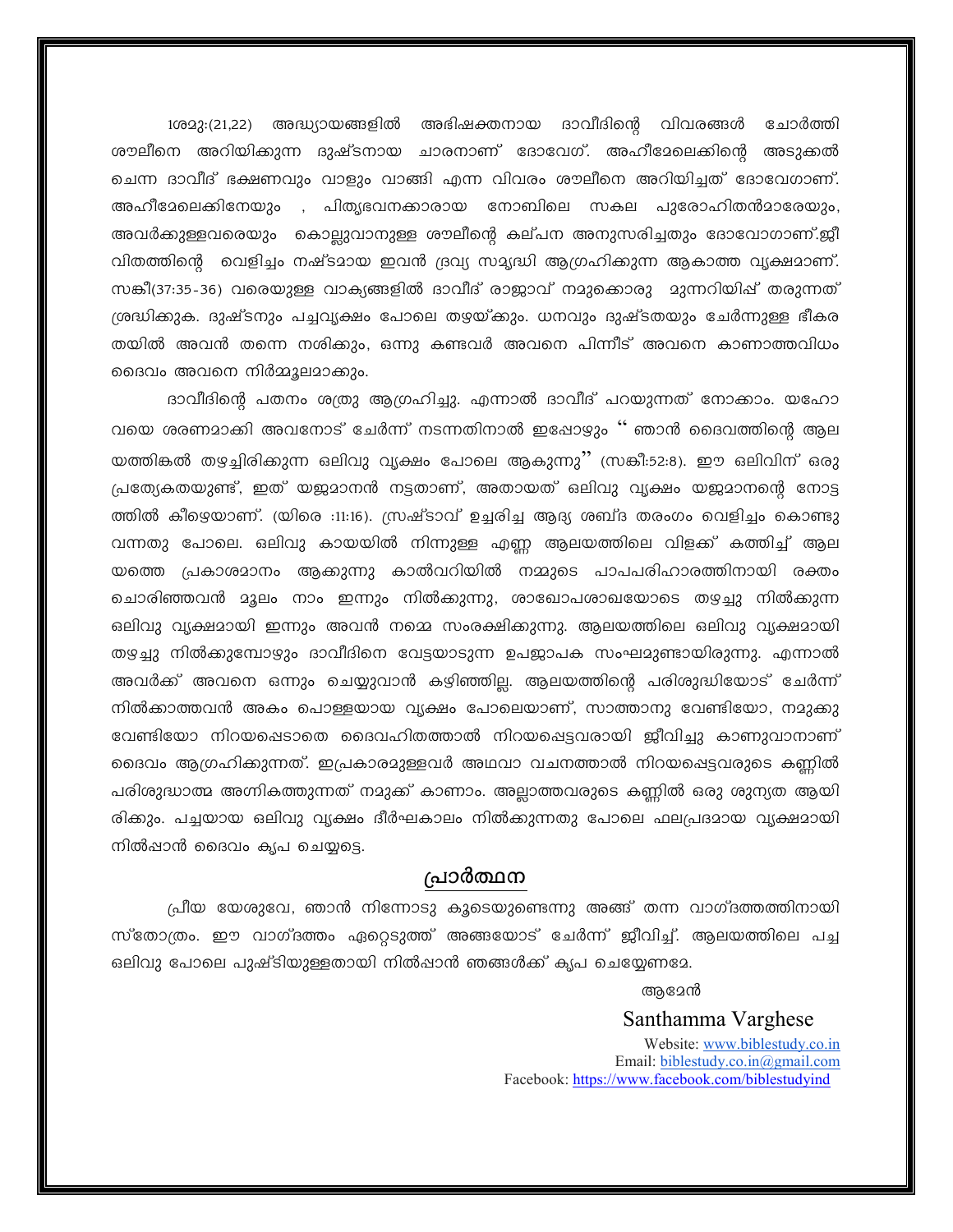1ശമു:(21,22) അദ്ധ്യായങ്ങളിൽ അഭിഷക്തനായ ദാവീദിന്റെ വിവരങ്ങൾ ചോർത്തി ശൗലിനെ അറിയിക്കുന്ന ദുഷ്ടനായ ചാരനാണ് ദോവേഗ്. അഹീമേലെക്കിന്റെ അടുക്കൽ ചെന്ന ദാവീദ് ഭക്ഷണവും വാളും വാങ്ങി എന്ന വിവരം ശൗലിനെ അറിയിച്ചത് ദോവേഗാണ്. അഹീമേലെക്കിനേയും , പിതൃഭവനക്കാരായ നോബിലെ സകല പുരോഹിതൻമാരേയും, അവർക്കുള്ളവരെയും കൊല്ലുവാനുള്ള ശൗലിന്റെ കല്പന അനുസരിച്ചതും ദോവോഗാണ്.ജീവിതത്തിന്റെ വെളിച്ചം നഷ്ടമായ ഇവൻ ദ്രവ്യ സമൃദ്ധി ആഗ്രഹിക്കുന്ന ആകാത്ത വൃക്ഷമാണ്. സങ്കീ(37:35-36) വരെയുള്ള വാക്യങ്ങളിൽ ദാവീദ് രാജാവ് നമുക്കൊരു മുന്നറിയിപ്പ് തരുന്നത് ശ്രദ്ധിക്കുക. ദുഷ്ടനും പച്ചവൃക്ഷം പോലെ തഴയ്ക്കും. ധനവും ദുഷ്ടതയും ചേർന്നുള്ള ഭീകരതയിൽ അവൻ തന്നെ നശിക്കും, ഒന്നു കണ്ടവർ അവനെ പിന്നീട് അവനെ കാണാത്തവിധം ദൈവം അവനെ നിർമ്മൂലമാക്കും.

ദാവീദിന്റെ പതനം ശത്രു ആഗ്രഹിച്ചു. എന്നാൽ ദാവീദ് പറയുന്നത് നോക്കാം. യഹോവയെ ശരണമാക്കി അവനോട് ചേർന്ന് നടന്നതിനാൽ ഇപ്പോഴും " ഞാൻ ദൈവത്തിന്റെ ആലയത്തിങ്കൽ തഴച്ചിരിക്കുന്ന ഒലിവു വൃക്ഷം പോലെ ആകുന്നു" (സങ്കീ:52:8). ഈ ഒലിവിന് ഒരു പ്രത്യേകതയുണ്ട്, ഇത് യജമാനൻ നട്ടതാണ്, അതായത് ഒലിവു വൃക്ഷം യജമാനന്റെ നോട്ടത്തിൽ കീഴെയാണ്. (യിരെ :11:16). സ്രഷ്ടാവ് ഉച്ചരിച്ച ആദ്യ ശബ്ദ തരംഗം വെളിച്ചം കൊണ്ടു വന്നതു പോലെ. ഒലിവു കായയിൽ നിന്നുള്ള എണ്ണ ആലയത്തിലെ വിളക്ക് കത്തിച്ച് ആലയത്തെ പ്രകാശമാനം ആക്കുന്നു കാൽവറിയിൽ നമ്മുടെ പാപപരിഹാരത്തിനായി രക്തം ചൊരിഞ്ഞവൻ മൂലം നാം ഇന്നും നിൽക്കുന്നു, ശാഖോപശാഖയോടെ തഴച്ചു നിൽക്കുന്ന ഒലിവു വൃക്ഷമായി ഇന്നും അവൻ നമ്മെ സംരക്ഷിക്കുന്നു. ആലയത്തിലെ ഒലിവു വൃക്ഷമായി തഴച്ചു നിൽക്കുമ്പോഴും ദാവീദിനെ വേട്ടയാടുന്ന ഉപജാപക സംഘമുണ്ടായിരുന്നു. എന്നാൽ അവർക്ക് അവനെ ഒന്നും ചെയ്യുവാൻ കഴിഞ്ഞില്ല. ആലയത്തിന്റെ പരിശുദ്ധിയോട് ചേർന്ന് നിൽക്കാത്തവൻ അകം പൊള്ളയായ വൃക്ഷം പോലെയാണ്, സാത്താനു വേണ്ടിയോ, നമുക്കു വേണ്ടിയോ നിറയപ്പെടാതെ ദൈവഹിതത്താൽ നിറയപ്പെട്ടവരായി ജീവിച്ചു കാണുവാനാണ് ദൈവം ആഗ്രഹിക്കുന്നത്. ഇപ്രകാരമുള്ളവർ അഥവാ വചനത്താൽ നിറയപ്പെട്ടവരുടെ കണ്ണിൽ പരിശുദ്ധാത്മ അഗ്നികത്തുന്നത് നമുക്ക് കാണാം. അല്ലാത്തവരുടെ കണ്ണിൽ ഒരു ശൂന്യത ആയിരിക്കും. പച്ചയായ ഒലിവു വൃക്ഷം ദീർഘകാലം നിൽക്കുന്നതു പോലെ ഫലപ്രദമായ വൃക്ഷമായി നിൽപ്പാൻ ദൈവം കൃപ ചെയ്യട്ടെ.

## പ്രാർത്ഥന

പ്രീയ യേശുവേ, ഞാൻ നിന്നോടു കൂടെയുണ്ടെന്നു അങ്ങ് തന്ന വാഗ്ദത്തത്തിനായി സ്തോത്രം. ഈ വാഗ്ദത്തം ഏറ്റെടുത്ത് അങ്ങയോട് ചേർന്ന് ജീവിച്ച്. ആലയത്തിലെ പച്ച ഒലിവു പോലെ പുഷ്ടിയുള്ളതായി നിൽപ്പാൻ ഞങ്ങൾക്ക് കൃപ ചെയ്യേണമേ.

ആമേൻ

Santhamma Varghese

Website: www.biblestudy.co.in
Email: biblestudy.co.in@gmail.com
Facebook: https://www.facebook.com/biblestudyind